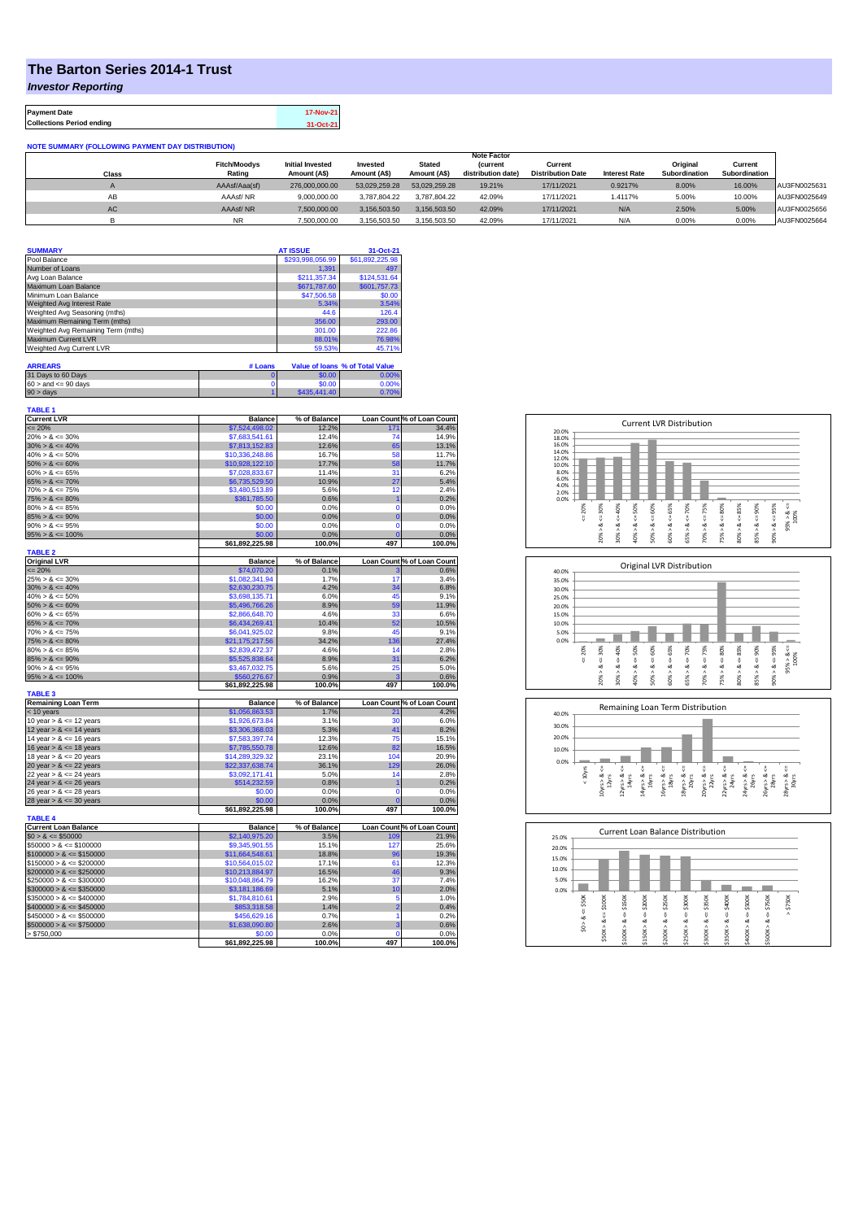# The Barton Series 2014-1 Trust

*Investor Reporting*

| Payment Date | 17-Nov-21 |
|---|---|
| Collections Period ending | 31-Oct-21 |

**NOTE SUMMARY (FOLLOWING PAYMENT DAY DISTRIBUTION)**

| Class | Fitch/Moodys Rating | Initial Invested Amount (A$) | Invested Amount (A$) | Stated Amount (A$) | Note Factor (current distribution date) | Current Distribution Date | Interest Rate | Original Subordination | Current Subordination | |
|---|---|---|---|---|---|---|---|---|---|---|
| A | AAAsf/Aaa(sf) | 276,000,000.00 | 53,029,259.28 | 53,029,259.28 | 19.21% | 17/11/2021 | 0.9217% | 8.00% | 16.00% | AU3FN0025631 |
| AB | AAAsf/ NR | 9,000,000.00 | 3,787,804.22 | 3,787,804.22 | 42.09% | 17/11/2021 | 1.4117% | 5.00% | 10.00% | AU3FN0025649 |
| AC | AAAsf/ NR | 7,500,000.00 | 3,156,503.50 | 3,156,503.50 | 42.09% | 17/11/2021 | N/A | 2.50% | 5.00% | AU3FN0025656 |
| B | NR | 7,500,000.00 | 3,156,503.50 | 3,156,503.50 | 42.09% | 17/11/2021 | N/A | 0.00% | 0.00% | AU3FN0025664 |

| SUMMARY | AT ISSUE | 31-Oct-21 |
|---|---|---|
| Pool Balance | $293,998,056.99 | $61,892,225.98 |
| Number of Loans | 1,391 | 497 |
| Avg Loan Balance | $211,357.34 | $124,531.64 |
| Maximum Loan Balance | $671,787.60 | $601,757.73 |
| Minimum Loan Balance | $47,506.58 | $0.00 |
| Weighted Avg Interest Rate | 5.34% | 3.54% |
| Weighted Avg Seasoning (mths) | 44.6 | 126.4 |
| Maximum Remaining Term (mths) | 356.00 | 293.00 |
| Weighted Avg Remaining Term (mths) | 301.00 | 222.86 |
| Maximum Current LVR | 88.01% | 76.98% |
| Weighted Avg Current LVR | 59.53% | 45.71% |

| ARREARS | # Loans | Value of loans | % of Total Value |
|---|---|---|---|
| 31 Days to 60 Days | 0 | $0.00 | 0.00% |
| 60 > and <= 90 days | 0 | $0.00 | 0.00% |
| 90 > days | 1 | $435,441.40 | 0.70% |

**TABLE 1**

| Current LVR | Balance | % of Balance | Loan Count | % of Loan Count |
|---|---|---|---|---|
| <= 20% | $7,524,498.02 | 12.2% | 171 | 34.4% |
| 20% > & <= 30% | $7,683,541.61 | 12.4% | 74 | 14.9% |
| 30% > & <= 40% | $7,813,152.83 | 12.6% | 65 | 13.1% |
| 40% > & <= 50% | $10,336,248.86 | 16.7% | 58 | 11.7% |
| 50% > & <= 60% | $10,928,122.10 | 17.7% | 58 | 11.7% |
| 60% > & <= 65% | $7,028,833.67 | 11.4% | 31 | 6.2% |
| 65% > & <= 70% | $6,735,529.50 | 10.9% | 27 | 5.4% |
| 70% > & <= 75% | $3,480,513.89 | 5.6% | 12 | 2.4% |
| 75% > & <= 80% | $361,785.50 | 0.6% | 1 | 0.2% |
| 80% > & <= 85% | $0.00 | 0.0% | 0 | 0.0% |
| 85% > & <= 90% | $0.00 | 0.0% | 0 | 0.0% |
| 90% > & <= 95% | $0.00 | 0.0% | 0 | 0.0% |
| 95% > & <= 100% | $0.00 | 0.0% | 0 | 0.0% |
| | $61,892,225.98 | 100.0% | 497 | 100.0% |

**TABLE 2**

| Original LVR | Balance | % of Balance | Loan Count | % of Loan Count |
|---|---|---|---|---|
| <= 20% | $74,070.20 | 0.1% | 3 | 0.6% |
| 25% > & <= 30% | $1,082,341.94 | 1.7% | 17 | 3.4% |
| 30% > & <= 40% | $2,630,230.75 | 4.2% | 34 | 6.8% |
| 40% > & <= 50% | $3,698,135.71 | 6.0% | 45 | 9.1% |
| 50% > & <= 60% | $5,496,766.26 | 8.9% | 59 | 11.9% |
| 60% > & <= 65% | $2,866,648.70 | 4.6% | 33 | 6.6% |
| 65% > & <= 70% | $6,434,269.41 | 10.4% | 52 | 10.5% |
| 70% > & <= 75% | $6,041,925.02 | 9.8% | 45 | 9.1% |
| 75% > & <= 80% | $21,175,217.56 | 34.2% | 136 | 27.4% |
| 80% > & <= 85% | $2,839,472.37 | 4.6% | 14 | 2.8% |
| 85% > & <= 90% | $5,525,838.64 | 8.9% | 31 | 6.2% |
| 90% > & <= 95% | $3,467,032.75 | 5.6% | 25 | 5.0% |
| 95% > & <= 100% | $560,276.67 | 0.9% | 3 | 0.6% |
| | $61,892,225.98 | 100.0% | 497 | 100.0% |

**TABLE 3**

| Remaining Loan Term | Balance | % of Balance | Loan Count | % of Loan Count |
|---|---|---|---|---|
| < 10 years | $1,056,863.53 | 1.7% | 21 | 4.2% |
| 10 year > & <= 12 years | $1,926,673.84 | 3.1% | 30 | 6.0% |
| 12 year > & <= 14 years | $3,306,368.03 | 5.3% | 41 | 8.2% |
| 14 year > & <= 16 years | $7,583,397.74 | 12.3% | 75 | 15.1% |
| 16 year > & <= 18 years | $7,785,550.78 | 12.6% | 82 | 16.5% |
| 18 year > & <= 20 years | $14,289,329.32 | 23.1% | 104 | 20.9% |
| 20 year > & <= 22 years | $22,337,638.74 | 36.1% | 129 | 26.0% |
| 22 year > & <= 24 years | $3,092,171.41 | 5.0% | 14 | 2.8% |
| 24 year > & <= 26 years | $514,232.59 | 0.8% | 1 | 0.2% |
| 26 year > & <= 28 years | $0.00 | 0.0% | 0 | 0.0% |
| 28 year > & <= 30 years | $0.00 | 0.0% | 0 | 0.0% |
| | $61,892,225.98 | 100.0% | 497 | 100.0% |

**TABLE 4**

| Current Loan Balance | Balance | % of Balance | Loan Count | % of Loan Count |
|---|---|---|---|---|
| $0 > & <= $50000 | $2,140,975.20 | 3.5% | 109 | 21.9% |
| $50000 > & <= $100000 | $9,345,901.55 | 15.1% | 127 | 25.6% |
| $100000 > & <= $150000 | $11,664,548.61 | 18.8% | 96 | 19.3% |
| $150000 > & <= $200000 | $10,564,015.02 | 17.1% | 61 | 12.3% |
| $200000 > & <= $250000 | $10,213,884.97 | 16.5% | 46 | 9.3% |
| $250000 > & <= $300000 | $10,048,864.79 | 16.2% | 37 | 7.4% |
| $300000 > & <= $350000 | $3,181,186.69 | 5.1% | 10 | 2.0% |
| $350000 > & <= $400000 | $1,784,810.61 | 2.9% | 5 | 1.0% |
| $400000 > & <= $450000 | $853,318.58 | 1.4% | 2 | 0.4% |
| $450000 > & <= $500000 | $456,629.16 | 0.7% | 1 | 0.2% |
| $500000 > & <= $750000 | $1,638,090.80 | 2.6% | 3 | 0.6% |
| > $750,000 | $0.00 | 0.0% | 0 | 0.0% |
| | $61,892,225.98 | 100.0% | 497 | 100.0% |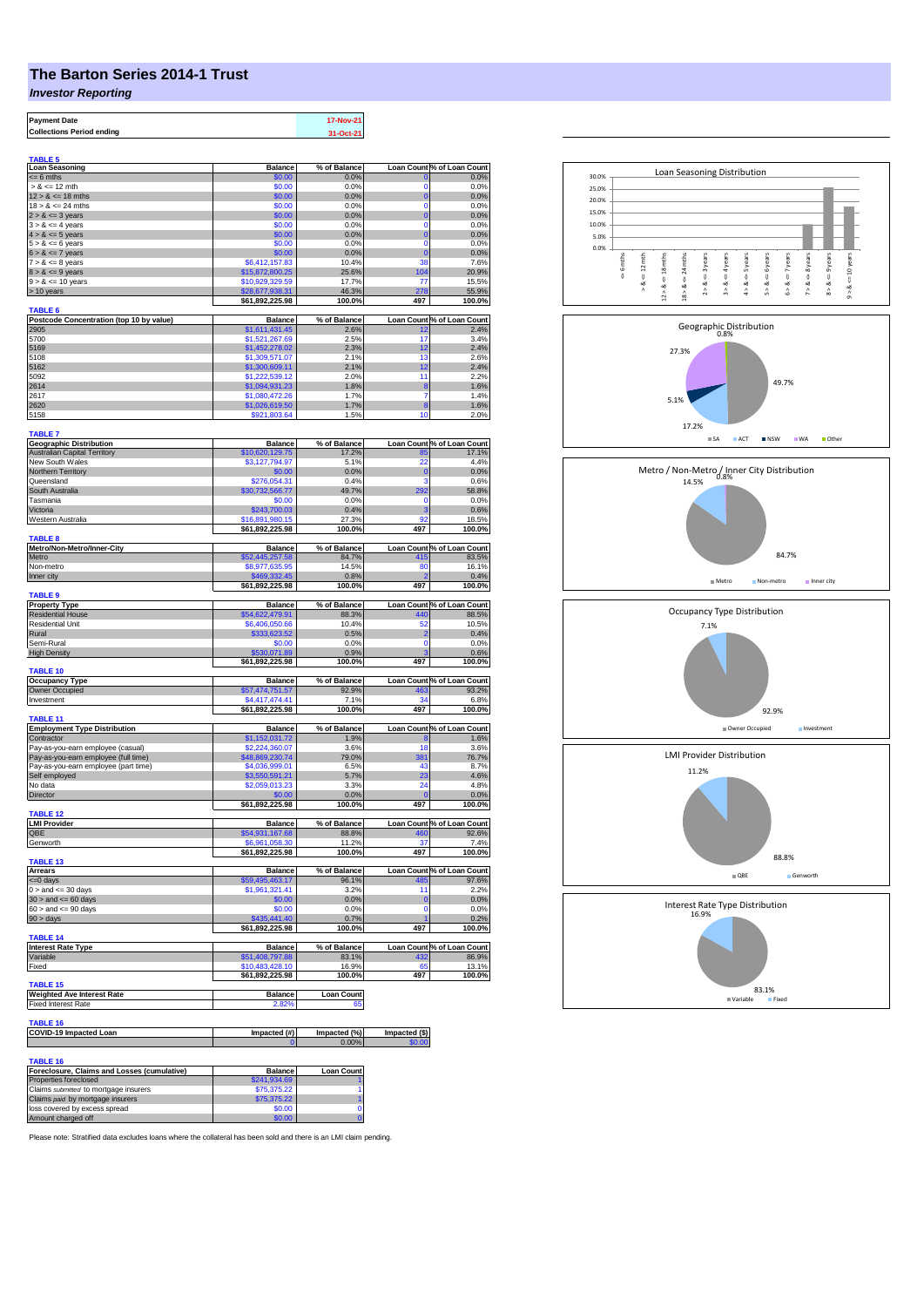# The Barton Series 2014-1 Trust

***Investor Reporting***

| | |
|---|---|
| **Payment Date** | 17-Nov-21 |
| **Collections Period ending** | 31-Oct-21 |

**TABLE 5**

| Loan Seasoning | Balance | % of Balance | Loan Count | % of Loan Count |
|---|---|---|---|---|
| <= 6 mths | $0.00 | 0.0% | 0 | 0.0% |
| > & <= 12 mth | $0.00 | 0.0% | 0 | 0.0% |
| 12 > & <= 18 mths | $0.00 | 0.0% | 0 | 0.0% |
| 18 > & <= 24 mths | $0.00 | 0.0% | 0 | 0.0% |
| 2 > & <= 3 years | $0.00 | 0.0% | 0 | 0.0% |
| 3 > & <= 4 years | $0.00 | 0.0% | 0 | 0.0% |
| 4 > & <= 5 years | $0.00 | 0.0% | 0 | 0.0% |
| 5 > & <= 6 years | $0.00 | 0.0% | 0 | 0.0% |
| 6 > & <= 7 years | $0.00 | 0.0% | 0 | 0.0% |
| 7 > & <= 8 years | $6,412,157.83 | 10.4% | 38 | 7.6% |
| 8 > & <= 9 years | $15,872,800.25 | 25.6% | 104 | 20.9% |
| 9 > & <= 10 years | $10,929,329.59 | 17.7% | 77 | 15.5% |
| > 10 years | $28,677,938.31 | 46.3% | 278 | 55.9% |
| | $61,892,225.98 | 100.0% | 497 | 100.0% |

**TABLE 6**

| Postcode Concentration (top 10 by value) | Balance | % of Balance | Loan Count | % of Loan Count |
|---|---|---|---|---|
| 2905 | $1,611,431.45 | 2.6% | 12 | 2.4% |
| 5700 | $1,521,267.69 | 2.5% | 17 | 3.4% |
| 5169 | $1,452,278.02 | 2.3% | 12 | 2.4% |
| 5108 | $1,309,571.07 | 2.1% | 13 | 2.6% |
| 5162 | $1,300,609.11 | 2.1% | 12 | 2.4% |
| 5092 | $1,222,539.12 | 2.0% | 11 | 2.2% |
| 2614 | $1,094,931.23 | 1.8% | 8 | 1.6% |
| 2617 | $1,080,472.26 | 1.7% | 7 | 1.4% |
| 2620 | $1,026,619.50 | 1.7% | 8 | 1.6% |
| 5158 | $921,803.64 | 1.5% | 10 | 2.0% |

**TABLE 7**

| Geographic Distribution | Balance | % of Balance | Loan Count | % of Loan Count |
|---|---|---|---|---|
| Australian Capital Territory | $10,620,129.75 | 17.2% | 85 | 17.1% |
| New South Wales | $3,127,794.97 | 5.1% | 22 | 4.4% |
| Northern Territory | $0.00 | 0.0% | 0 | 0.0% |
| Queensland | $276,054.31 | 0.4% | 3 | 0.6% |
| South Australia | $30,732,566.77 | 49.7% | 292 | 58.8% |
| Tasmania | $0.00 | 0.0% | 0 | 0.0% |
| Victoria | $243,700.03 | 0.4% | 3 | 0.6% |
| Western Australia | $16,891,980.15 | 27.3% | 92 | 18.5% |
| | $61,892,225.98 | 100.0% | 497 | 100.0% |

**TABLE 8**

| Metro/Non-Metro/Inner-City | Balance | % of Balance | Loan Count | % of Loan Count |
|---|---|---|---|---|
| Metro | $52,445,257.58 | 84.7% | 415 | 83.5% |
| Non-metro | $8,977,635.95 | 14.5% | 80 | 16.1% |
| Inner city | $469,332.45 | 0.8% | 2 | 0.4% |
| | $61,892,225.98 | 100.0% | 497 | 100.0% |

**TABLE 9**

| Property Type | Balance | % of Balance | Loan Count | % of Loan Count |
|---|---|---|---|---|
| Residential House | $54,622,479.91 | 88.3% | 440 | 88.5% |
| Residential Unit | $6,406,050.66 | 10.4% | 52 | 10.5% |
| Rural | $333,623.52 | 0.5% | 2 | 0.4% |
| Semi-Rural | $0.00 | 0.0% | 0 | 0.0% |
| High Density | $530,071.89 | 0.9% | 3 | 0.6% |
| | $61,892,225.98 | 100.0% | 497 | 100.0% |

**TABLE 10**

| Occupancy Type | Balance | % of Balance | Loan Count | % of Loan Count |
|---|---|---|---|---|
| Owner Occupied | $57,474,751.57 | 92.9% | 463 | 93.2% |
| Investment | $4,417,474.41 | 7.1% | 34 | 6.8% |
| | $61,892,225.98 | 100.0% | 497 | 100.0% |

**TABLE 11**

| Employment Type Distribution | Balance | % of Balance | Loan Count | % of Loan Count |
|---|---|---|---|---|
| Contractor | $1,152,031.72 | 1.9% | 8 | 1.6% |
| Pay-as-you-earn employee (casual) | $2,224,360.07 | 3.6% | 18 | 3.6% |
| Pay-as-you-earn employee (full time) | $48,869,230.74 | 79.0% | 381 | 76.7% |
| Pay-as-you-earn employee (part time) | $4,036,999.01 | 6.5% | 43 | 8.7% |
| Self employed | $3,550,591.21 | 5.7% | 23 | 4.6% |
| No data | $2,059,013.23 | 3.3% | 24 | 4.8% |
| Director | $0.00 | 0.0% | 0 | 0.0% |
| | $61,892,225.98 | 100.0% | 497 | 100.0% |

**TABLE 12**

| LMI Provider | Balance | % of Balance | Loan Count | % of Loan Count |
|---|---|---|---|---|
| QBE | $54,931,167.68 | 88.8% | 460 | 92.6% |
| Genworth | $6,961,058.30 | 11.2% | 37 | 7.4% |
| | $61,892,225.98 | 100.0% | 497 | 100.0% |

**TABLE 13**

| Arrears | Balance | % of Balance | Loan Count | % of Loan Count |
|---|---|---|---|---|
| <=0 days | $59,495,463.17 | 96.1% | 485 | 97.6% |
| 0 > and <= 30 days | $1,961,321.41 | 3.2% | 11 | 2.2% |
| 30 > and <= 60 days | $0.00 | 0.0% | 0 | 0.0% |
| 60 > and <= 90 days | $0.00 | 0.0% | 0 | 0.0% |
| 90 > days | $435,441.40 | 0.7% | 1 | 0.2% |
| | $61,892,225.98 | 100.0% | 497 | 100.0% |

**TABLE 14**

| Interest Rate Type | Balance | % of Balance | Loan Count | % of Loan Count |
|---|---|---|---|---|
| Variable | $51,408,797.88 | 83.1% | 432 | 86.9% |
| Fixed | $10,483,428.10 | 16.9% | 65 | 13.1% |
| | $61,892,225.98 | 100.0% | 497 | 100.0% |

**TABLE 15**

| Weighted Ave Interest Rate | Balance | Loan Count |
|---|---|---|
| Fixed Interest Rate | 2.82% | 65 |

**TABLE 16**

| COVID-19 Impacted Loan | Impacted (#) | Impacted (%) | Impacted ($) |
|---|---|---|---|
| | 0 | 0.00% | $0.00 |

**TABLE 16**

| Foreclosure, Claims and Losses (cumulative) | Balance | Loan Count |
|---|---|---|
| Properties foreclosed | $241,934.69 | 1 |
| Claims *submitted* to mortgage insurers | $75,375.22 | 1 |
| Claims *paid* by mortgage insurers | $75,375.22 | 1 |
| loss covered by excess spread | $0.00 | 0 |
| Amount charged off | $0.00 | 0 |

Please note: Stratified data excludes loans where the collateral has been sold and there is an LMI claim pending.

Loan Seasoning Distribution
30.0%
25.0%
20.0%
15.0%
10.0%
5.0%
0.0%
<= 6 mths
> & <= 12 mth
12 > & <= 18 mths
18 > & <= 24 mths
2 > & <= 3 years
3 > & <= 4 years
4 > & <= 5 years
5 > & <= 6 years
6 > & <= 7 years
7 > & <= 8 years
8 > & <= 9 years
9 > & <= 10 years

Geographic Distribution
0.8%
27.3%
49.7%
5.1%
17.2%
SA ACT NSW WA Other

Metro / Non-Metro / Inner City Distribution
0.8%
14.5%
84.7%
Metro Non-metro Inner city

Occupancy Type Distribution
7.1%
92.9%
Owner Occupied Investment

LMI Provider Distribution
11.2%
88.8%
QBE Genworth

Interest Rate Type Distribution
16.9%
83.1%
Variable Fixed